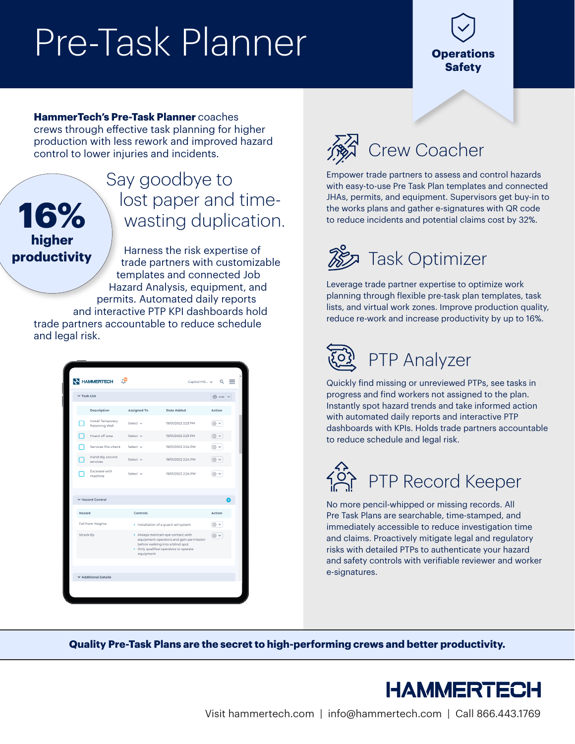# Pre-Task Planner

**Operations Safety**

**HammerTech's Pre-Task Planner** coaches crews through effective task planning for higher production with less rework and improved hazard control to lower injuries and incidents.

**16% higher productivity**

## Say goodbye to lost paper and time-wasting duplication.

Harness the risk expertise of trade partners with customizable templates and connected Job Hazard Analysis, equipment, and permits. Automated daily reports and interactive PTP KPI dashboards hold trade partners accountable to reduce schedule and legal risk.

## Crew Coacher

Empower trade partners to assess and control hazards with easy-to-use Pre Task Plan templates and connected JHAs, permits, and equipment. Supervisors get buy-in to the works plans and gather e-signatures with QR code to reduce incidents and potential claims cost by 32%.

## Task Optimizer

Leverage trade partner expertise to optimize work planning through flexible pre-task plan templates, task lists, and virtual work zones. Improve production quality, reduce re-work and increase productivity by up to 16%.

## PTP Analyzer

Quickly find missing or unreviewed PTPs, see tasks in progress and find workers not assigned to the plan. Instantly spot hazard trends and take informed action with automated daily reports and interactive PTP dashboards with KPIs. Holds trade partners accountable to reduce schedule and legal risk.

## PTP Record Keeper

No more pencil-whipped or missing records. All Pre Task Plans are searchable, time-stamped, and immediately accessible to reduce investigation time and claims. Proactively mitigate legal and regulatory risks with detailed PTPs to authenticate your hazard and safety controls with verifiable reviewer and worker e-signatures.

**Quality Pre-Task Plans are the secret to high-performing crews and better productivity.**

**HAMMERTECH**

Visit hammertech.com | info@hammertech.com | Call 866.443.1769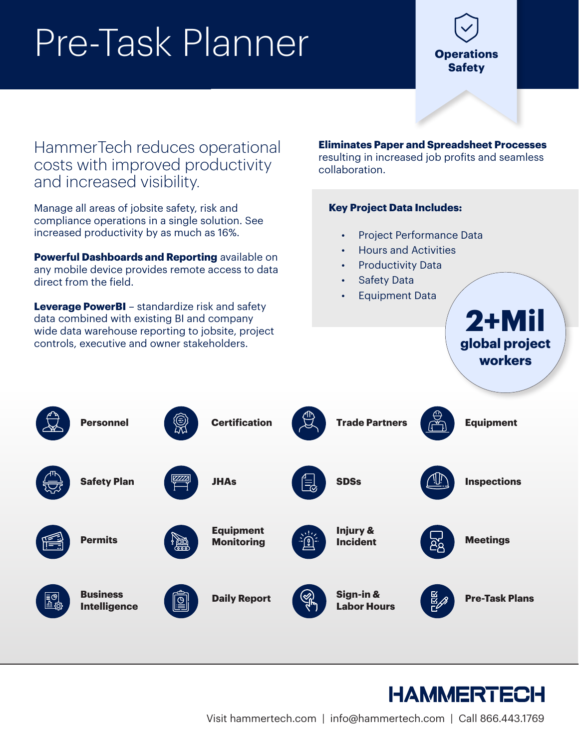# Pre-Task Planner

**Operations Safety**

## HammerTech reduces operational costs with improved productivity and increased visibility.

Manage all areas of jobsite safety, risk and compliance operations in a single solution. See increased productivity by as much as 16%.

**Powerful Dashboards and Reporting** available on any mobile device provides remote access to data direct from the field.

**Leverage PowerBI** – standardize risk and safety data combined with existing BI and company wide data warehouse reporting to jobsite, project controls, executive and owner stakeholders.

**Eliminates Paper and Spreadsheet Processes** resulting in increased job profits and seamless collaboration.

**Key Project Data Includes:**

- Project Performance Data
- Hours and Activities
- Productivity Data
- Safety Data
- Equipment Data

**2+Mil global project workers**

**Personnel**

**Certification**

**Trade Partners**

**Equipment**

**Safety Plan**

**JHAs**

**SDSs**

**Inspections**

**Permits**

**Equipment Monitoring**

**Injury & Incident**

**Meetings**

**Business Intelligence**

**Daily Report**

**Sign-in & Labor Hours**

**Pre-Task Plans**

**HAMMERTECH**

Visit hammertech.com | info@hammertech.com | Call 866.443.1769